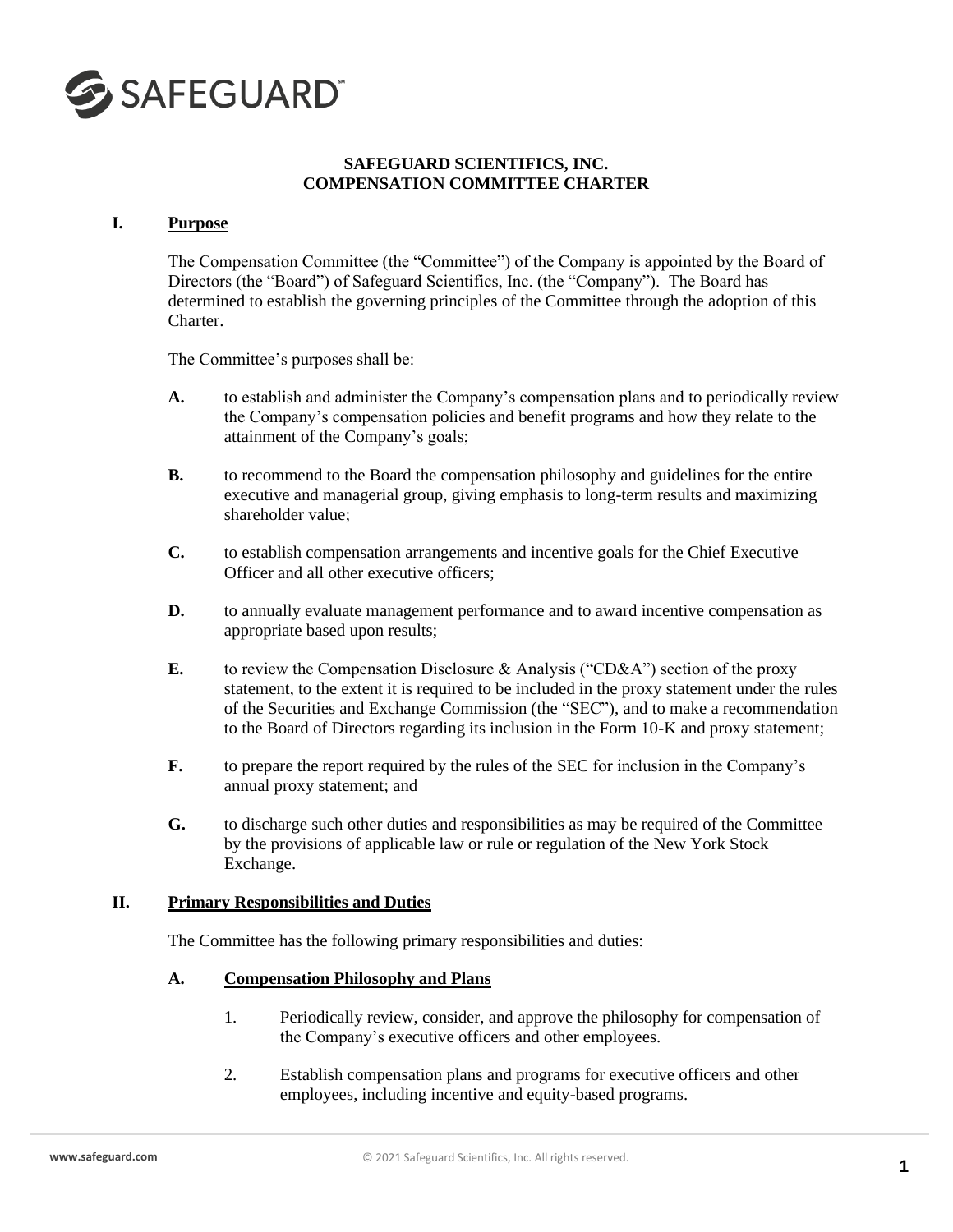# SAFEGUARD SCIENTIFICS, INC.
# COMPENSATION COMMITTEE CHARTER

## I. Purpose

The Compensation Committee (the "Committee") of the Company is appointed by the Board of Directors (the "Board") of Safeguard Scientifics, Inc. (the "Company"). The Board has determined to establish the governing principles of the Committee through the adoption of this Charter.

The Committee's purposes shall be:

**A.** to establish and administer the Company's compensation plans and to periodically review the Company's compensation policies and benefit programs and how they relate to the attainment of the Company's goals;

**B.** to recommend to the Board the compensation philosophy and guidelines for the entire executive and managerial group, giving emphasis to long-term results and maximizing shareholder value;

**C.** to establish compensation arrangements and incentive goals for the Chief Executive Officer and all other executive officers;

**D.** to annually evaluate management performance and to award incentive compensation as appropriate based upon results;

**E.** to review the Compensation Disclosure & Analysis ("CD&A") section of the proxy statement, to the extent it is required to be included in the proxy statement under the rules of the Securities and Exchange Commission (the "SEC"), and to make a recommendation to the Board of Directors regarding its inclusion in the Form 10-K and proxy statement;

**F.** to prepare the report required by the rules of the SEC for inclusion in the Company's annual proxy statement; and

**G.** to discharge such other duties and responsibilities as may be required of the Committee by the provisions of applicable law or rule or regulation of the New York Stock Exchange.

## II. Primary Responsibilities and Duties

The Committee has the following primary responsibilities and duties:

### A. Compensation Philosophy and Plans

1. Periodically review, consider, and approve the philosophy for compensation of the Company's executive officers and other employees.

2. Establish compensation plans and programs for executive officers and other employees, including incentive and equity-based programs.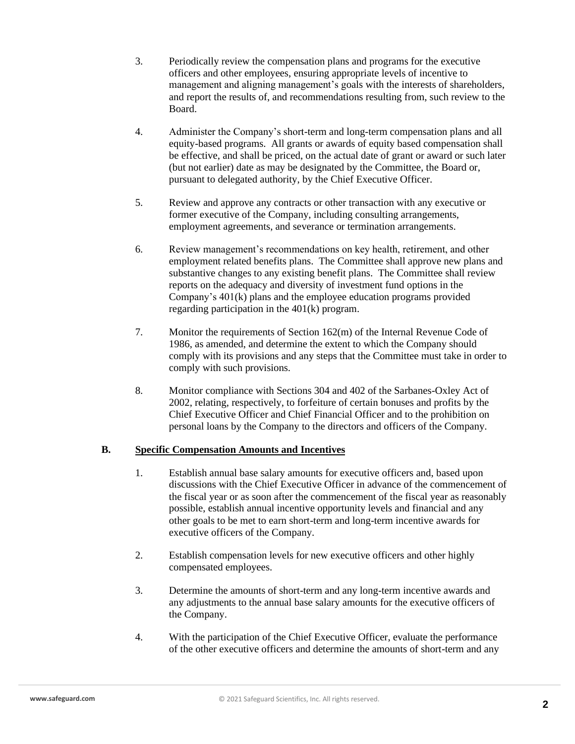3. Periodically review the compensation plans and programs for the executive officers and other employees, ensuring appropriate levels of incentive to management and aligning management's goals with the interests of shareholders, and report the results of, and recommendations resulting from, such review to the Board.

4. Administer the Company's short-term and long-term compensation plans and all equity-based programs. All grants or awards of equity based compensation shall be effective, and shall be priced, on the actual date of grant or award or such later (but not earlier) date as may be designated by the Committee, the Board or, pursuant to delegated authority, by the Chief Executive Officer.

5. Review and approve any contracts or other transaction with any executive or former executive of the Company, including consulting arrangements, employment agreements, and severance or termination arrangements.

6. Review management's recommendations on key health, retirement, and other employment related benefits plans. The Committee shall approve new plans and substantive changes to any existing benefit plans. The Committee shall review reports on the adequacy and diversity of investment fund options in the Company's 401(k) plans and the employee education programs provided regarding participation in the 401(k) program.

7. Monitor the requirements of Section 162(m) of the Internal Revenue Code of 1986, as amended, and determine the extent to which the Company should comply with its provisions and any steps that the Committee must take in order to comply with such provisions.

8. Monitor compliance with Sections 304 and 402 of the Sarbanes-Oxley Act of 2002, relating, respectively, to forfeiture of certain bonuses and profits by the Chief Executive Officer and Chief Financial Officer and to the prohibition on personal loans by the Company to the directors and officers of the Company.

### B. Specific Compensation Amounts and Incentives

1. Establish annual base salary amounts for executive officers and, based upon discussions with the Chief Executive Officer in advance of the commencement of the fiscal year or as soon after the commencement of the fiscal year as reasonably possible, establish annual incentive opportunity levels and financial and any other goals to be met to earn short-term and long-term incentive awards for executive officers of the Company.

2. Establish compensation levels for new executive officers and other highly compensated employees.

3. Determine the amounts of short-term and any long-term incentive awards and any adjustments to the annual base salary amounts for the executive officers of the Company.

4. With the participation of the Chief Executive Officer, evaluate the performance of the other executive officers and determine the amounts of short-term and any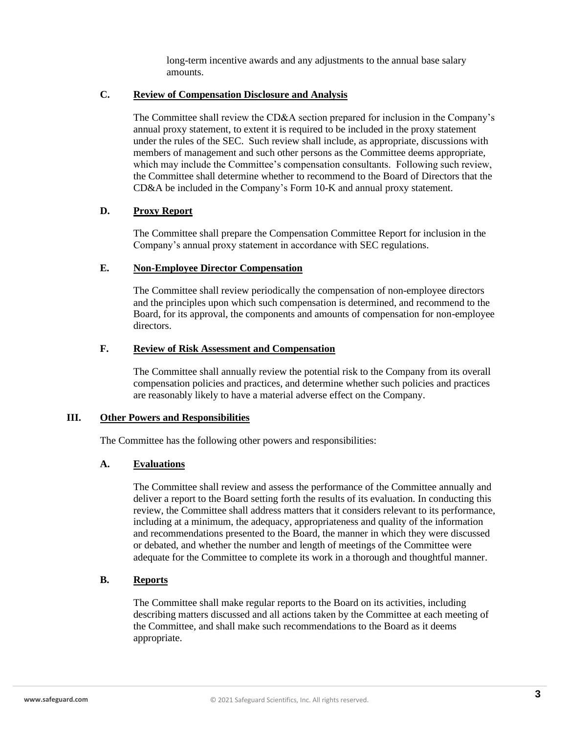long-term incentive awards and any adjustments to the annual base salary amounts.

### C. **Review of Compensation Disclosure and Analysis**

The Committee shall review the CD&A section prepared for inclusion in the Company's annual proxy statement, to extent it is required to be included in the proxy statement under the rules of the SEC. Such review shall include, as appropriate, discussions with members of management and such other persons as the Committee deems appropriate, which may include the Committee's compensation consultants. Following such review, the Committee shall determine whether to recommend to the Board of Directors that the CD&A be included in the Company's Form 10-K and annual proxy statement.

### D. **Proxy Report**

The Committee shall prepare the Compensation Committee Report for inclusion in the Company's annual proxy statement in accordance with SEC regulations.

### E. **Non-Employee Director Compensation**

The Committee shall review periodically the compensation of non-employee directors and the principles upon which such compensation is determined, and recommend to the Board, for its approval, the components and amounts of compensation for non-employee directors.

### F. **Review of Risk Assessment and Compensation**

The Committee shall annually review the potential risk to the Company from its overall compensation policies and practices, and determine whether such policies and practices are reasonably likely to have a material adverse effect on the Company.

## III. **Other Powers and Responsibilities**

The Committee has the following other powers and responsibilities:

### A. **Evaluations**

The Committee shall review and assess the performance of the Committee annually and deliver a report to the Board setting forth the results of its evaluation. In conducting this review, the Committee shall address matters that it considers relevant to its performance, including at a minimum, the adequacy, appropriateness and quality of the information and recommendations presented to the Board, the manner in which they were discussed or debated, and whether the number and length of meetings of the Committee were adequate for the Committee to complete its work in a thorough and thoughtful manner.

### B. **Reports**

The Committee shall make regular reports to the Board on its activities, including describing matters discussed and all actions taken by the Committee at each meeting of the Committee, and shall make such recommendations to the Board as it deems appropriate.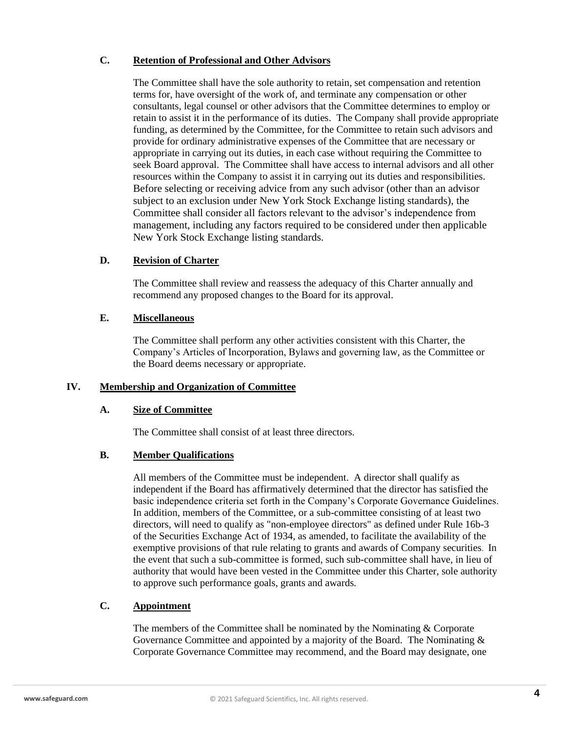### C. Retention of Professional and Other Advisors

The Committee shall have the sole authority to retain, set compensation and retention terms for, have oversight of the work of, and terminate any compensation or other consultants, legal counsel or other advisors that the Committee determines to employ or retain to assist it in the performance of its duties. The Company shall provide appropriate funding, as determined by the Committee, for the Committee to retain such advisors and provide for ordinary administrative expenses of the Committee that are necessary or appropriate in carrying out its duties, in each case without requiring the Committee to seek Board approval. The Committee shall have access to internal advisors and all other resources within the Company to assist it in carrying out its duties and responsibilities. Before selecting or receiving advice from any such advisor (other than an advisor subject to an exclusion under New York Stock Exchange listing standards), the Committee shall consider all factors relevant to the advisor's independence from management, including any factors required to be considered under then applicable New York Stock Exchange listing standards.

### D. Revision of Charter

The Committee shall review and reassess the adequacy of this Charter annually and recommend any proposed changes to the Board for its approval.

### E. Miscellaneous

The Committee shall perform any other activities consistent with this Charter, the Company's Articles of Incorporation, Bylaws and governing law, as the Committee or the Board deems necessary or appropriate.

## IV. Membership and Organization of Committee

### A. Size of Committee

The Committee shall consist of at least three directors.

### B. Member Qualifications

All members of the Committee must be independent. A director shall qualify as independent if the Board has affirmatively determined that the director has satisfied the basic independence criteria set forth in the Company's Corporate Governance Guidelines. In addition, members of the Committee, or a sub-committee consisting of at least two directors, will need to qualify as "non-employee directors" as defined under Rule 16b-3 of the Securities Exchange Act of 1934, as amended, to facilitate the availability of the exemptive provisions of that rule relating to grants and awards of Company securities. In the event that such a sub-committee is formed, such sub-committee shall have, in lieu of authority that would have been vested in the Committee under this Charter, sole authority to approve such performance goals, grants and awards.

### C. Appointment

The members of the Committee shall be nominated by the Nominating & Corporate Governance Committee and appointed by a majority of the Board. The Nominating & Corporate Governance Committee may recommend, and the Board may designate, one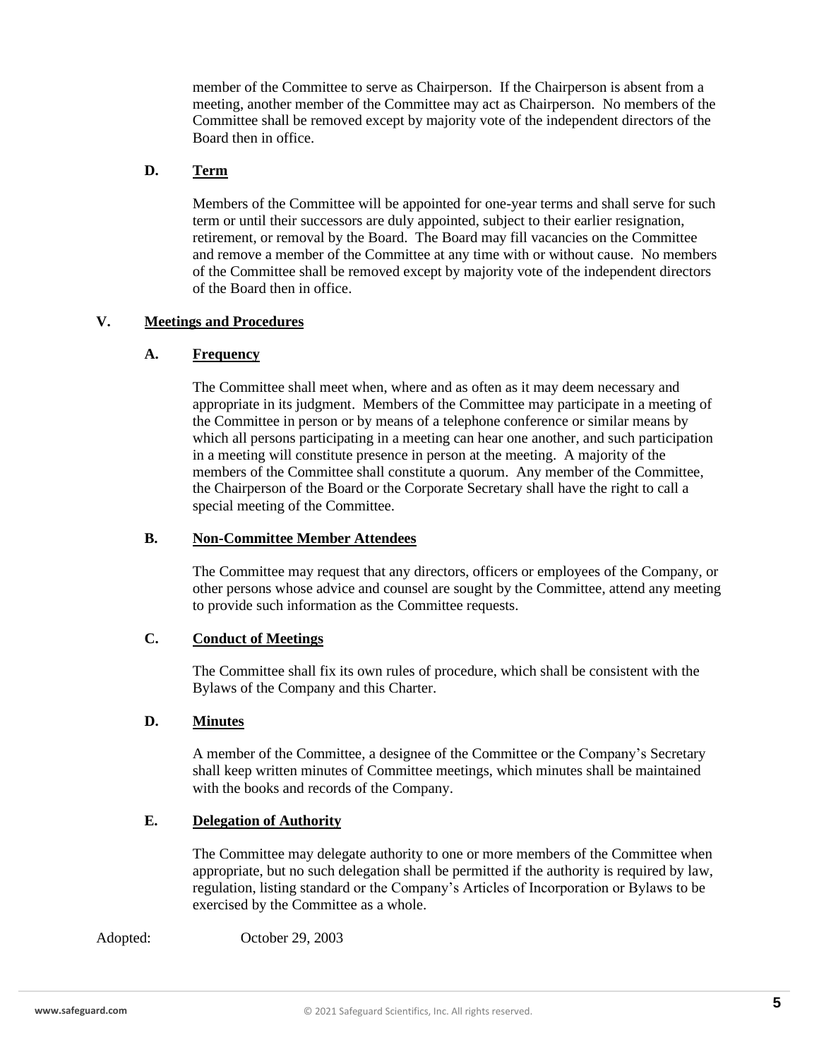member of the Committee to serve as Chairperson. If the Chairperson is absent from a meeting, another member of the Committee may act as Chairperson. No members of the Committee shall be removed except by majority vote of the independent directors of the Board then in office.

### D. Term

Members of the Committee will be appointed for one-year terms and shall serve for such term or until their successors are duly appointed, subject to their earlier resignation, retirement, or removal by the Board. The Board may fill vacancies on the Committee and remove a member of the Committee at any time with or without cause. No members of the Committee shall be removed except by majority vote of the independent directors of the Board then in office.

## V. Meetings and Procedures

### A. Frequency

The Committee shall meet when, where and as often as it may deem necessary and appropriate in its judgment. Members of the Committee may participate in a meeting of the Committee in person or by means of a telephone conference or similar means by which all persons participating in a meeting can hear one another, and such participation in a meeting will constitute presence in person at the meeting. A majority of the members of the Committee shall constitute a quorum. Any member of the Committee, the Chairperson of the Board or the Corporate Secretary shall have the right to call a special meeting of the Committee.

### B. Non-Committee Member Attendees

The Committee may request that any directors, officers or employees of the Company, or other persons whose advice and counsel are sought by the Committee, attend any meeting to provide such information as the Committee requests.

### C. Conduct of Meetings

The Committee shall fix its own rules of procedure, which shall be consistent with the Bylaws of the Company and this Charter.

### D. Minutes

A member of the Committee, a designee of the Committee or the Company's Secretary shall keep written minutes of Committee meetings, which minutes shall be maintained with the books and records of the Company.

### E. Delegation of Authority

The Committee may delegate authority to one or more members of the Committee when appropriate, but no such delegation shall be permitted if the authority is required by law, regulation, listing standard or the Company's Articles of Incorporation or Bylaws to be exercised by the Committee as a whole.

Adopted: October 29, 2003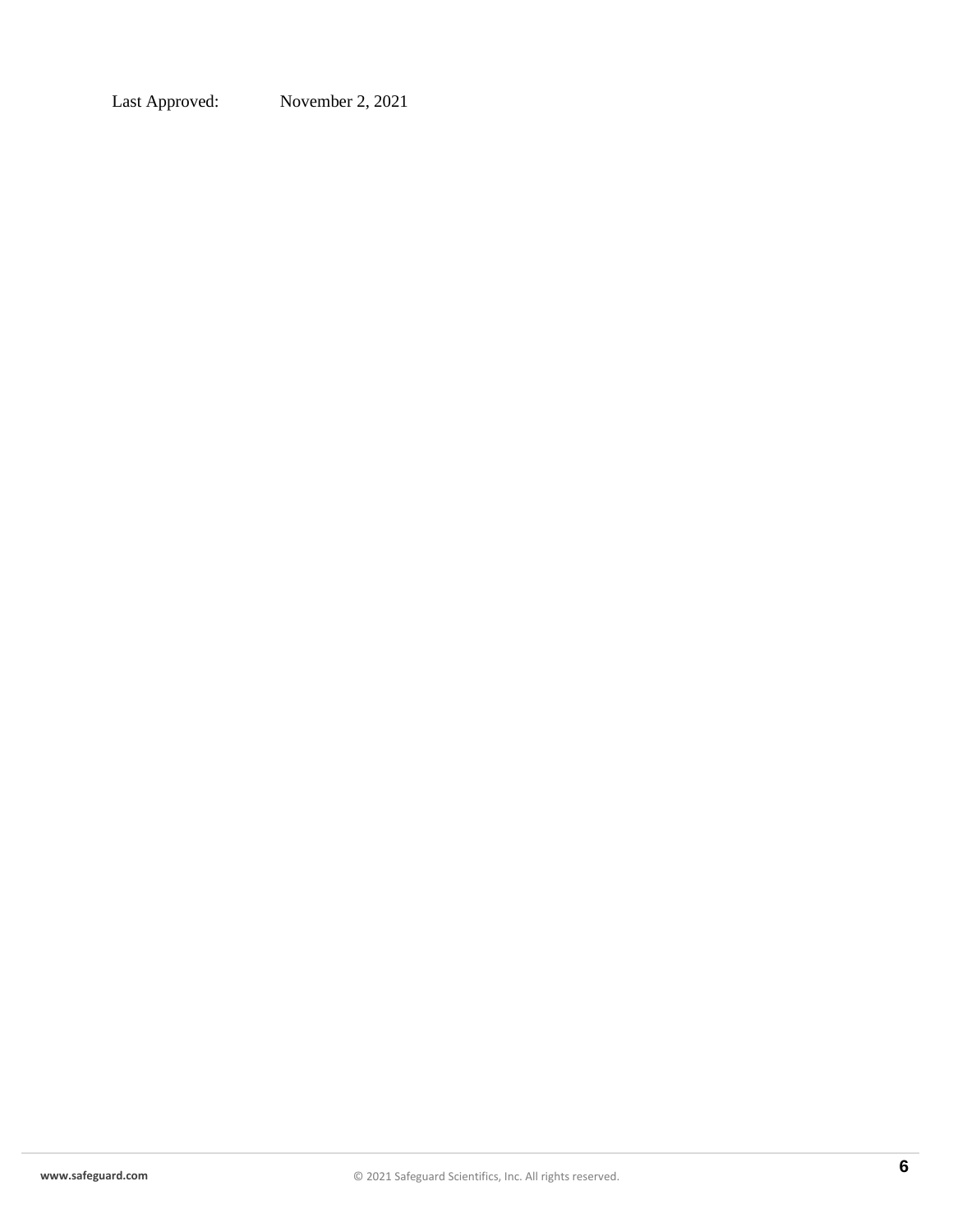Last Approved: November 2, 2021